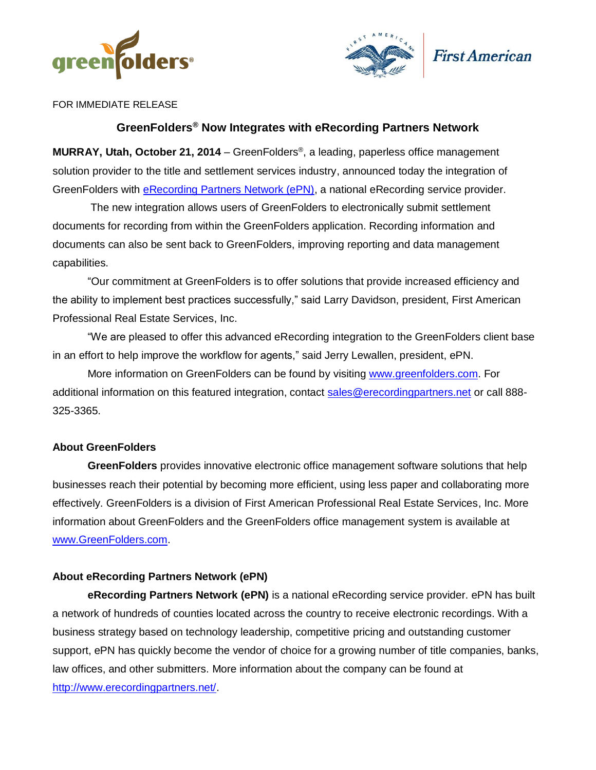FOR IMMEDIATE RELEASE

## GreenFolders® Now Integrates with eRecording Partners Network

**MURRAY, Utah, October 21, 2014** – GreenFolders®, a leading, paperless office management solution provider to the title and settlement services industry, announced today the integration of GreenFolders with eRecording Partners Network (ePN), a national eRecording service provider.

The new integration allows users of GreenFolders to electronically submit settlement documents for recording from within the GreenFolders application. Recording information and documents can also be sent back to GreenFolders, improving reporting and data management capabilities.

"Our commitment at GreenFolders is to offer solutions that provide increased efficiency and the ability to implement best practices successfully," said Larry Davidson, president, First American Professional Real Estate Services, Inc.

"We are pleased to offer this advanced eRecording integration to the GreenFolders client base in an effort to help improve the workflow for agents," said Jerry Lewallen, president, ePN.

More information on GreenFolders can be found by visiting www.greenfolders.com. For additional information on this featured integration, contact sales@erecordingpartners.net or call 888-325-3365.

### About GreenFolders

**GreenFolders** provides innovative electronic office management software solutions that help businesses reach their potential by becoming more efficient, using less paper and collaborating more effectively. GreenFolders is a division of First American Professional Real Estate Services, Inc. More information about GreenFolders and the GreenFolders office management system is available at www.GreenFolders.com.

### About eRecording Partners Network (ePN)

**eRecording Partners Network (ePN)** is a national eRecording service provider. ePN has built a network of hundreds of counties located across the country to receive electronic recordings. With a business strategy based on technology leadership, competitive pricing and outstanding customer support, ePN has quickly become the vendor of choice for a growing number of title companies, banks, law offices, and other submitters. More information about the company can be found at http://www.erecordingpartners.net/.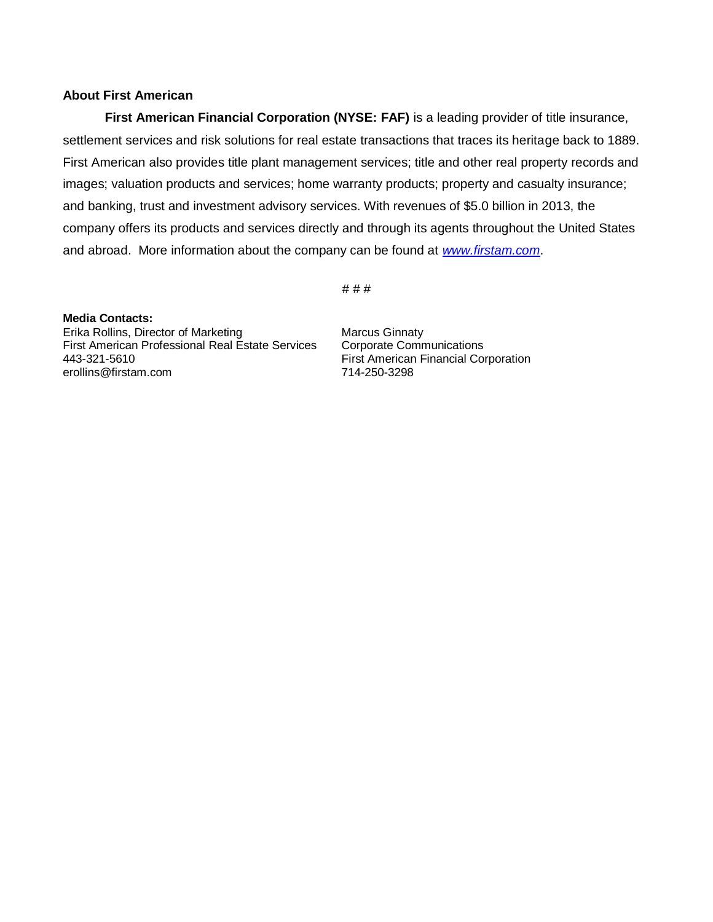**About First American**

**First American Financial Corporation (NYSE: FAF)** is a leading provider of title insurance, settlement services and risk solutions for real estate transactions that traces its heritage back to 1889. First American also provides title plant management services; title and other real property records and images; valuation products and services; home warranty products; property and casualty insurance; and banking, trust and investment advisory services. With revenues of $5.0 billion in 2013, the company offers its products and services directly and through its agents throughout the United States and abroad. More information about the company can be found at *www.firstam.com*.

# # #

**Media Contacts:**

Erika Rollins, Director of Marketing
First American Professional Real Estate Services
443-321-5610
erollins@firstam.com

Marcus Ginnaty
Corporate Communications
First American Financial Corporation
714-250-3298